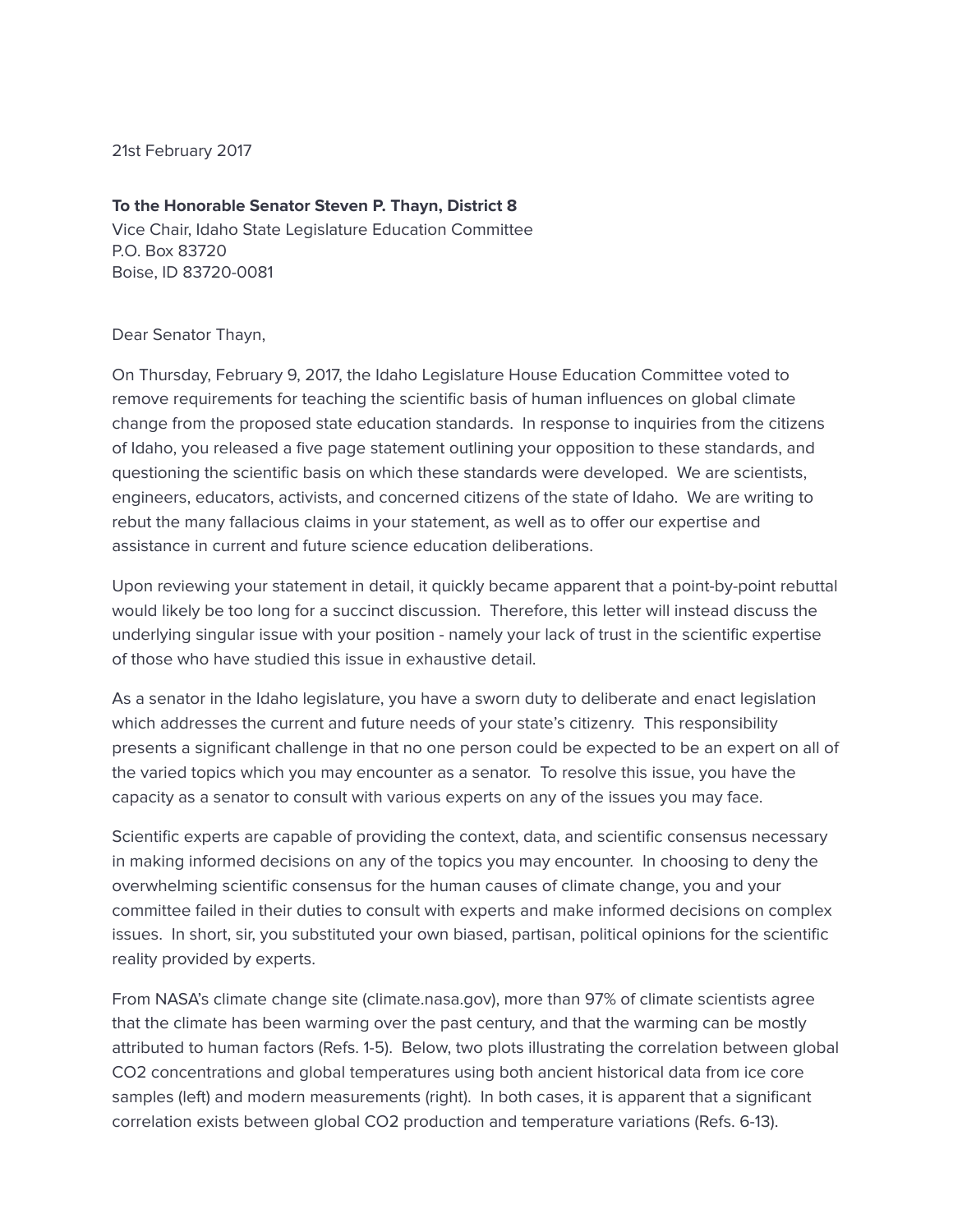21st February 2017

**To the Honorable Senator Steven P. Thayn, District 8**
Vice Chair, Idaho State Legislature Education Committee
P.O. Box 83720
Boise, ID 83720-0081

Dear Senator Thayn,

On Thursday, February 9, 2017, the Idaho Legislature House Education Committee voted to remove requirements for teaching the scientific basis of human influences on global climate change from the proposed state education standards. In response to inquiries from the citizens of Idaho, you released a five page statement outlining your opposition to these standards, and questioning the scientific basis on which these standards were developed. We are scientists, engineers, educators, activists, and concerned citizens of the state of Idaho. We are writing to rebut the many fallacious claims in your statement, as well as to offer our expertise and assistance in current and future science education deliberations.

Upon reviewing your statement in detail, it quickly became apparent that a point-by-point rebuttal would likely be too long for a succinct discussion. Therefore, this letter will instead discuss the underlying singular issue with your position - namely your lack of trust in the scientific expertise of those who have studied this issue in exhaustive detail.

As a senator in the Idaho legislature, you have a sworn duty to deliberate and enact legislation which addresses the current and future needs of your state's citizenry. This responsibility presents a significant challenge in that no one person could be expected to be an expert on all of the varied topics which you may encounter as a senator. To resolve this issue, you have the capacity as a senator to consult with various experts on any of the issues you may face.

Scientific experts are capable of providing the context, data, and scientific consensus necessary in making informed decisions on any of the topics you may encounter. In choosing to deny the overwhelming scientific consensus for the human causes of climate change, you and your committee failed in their duties to consult with experts and make informed decisions on complex issues. In short, sir, you substituted your own biased, partisan, political opinions for the scientific reality provided by experts.

From NASA's climate change site (climate.nasa.gov), more than 97% of climate scientists agree that the climate has been warming over the past century, and that the warming can be mostly attributed to human factors (Refs. 1-5). Below, two plots illustrating the correlation between global $CO_2$ concentrations and global temperatures using both ancient historical data from ice core samples (left) and modern measurements (right). In both cases, it is apparent that a significant correlation exists between global $CO_2$ production and temperature variations (Refs. 6-13).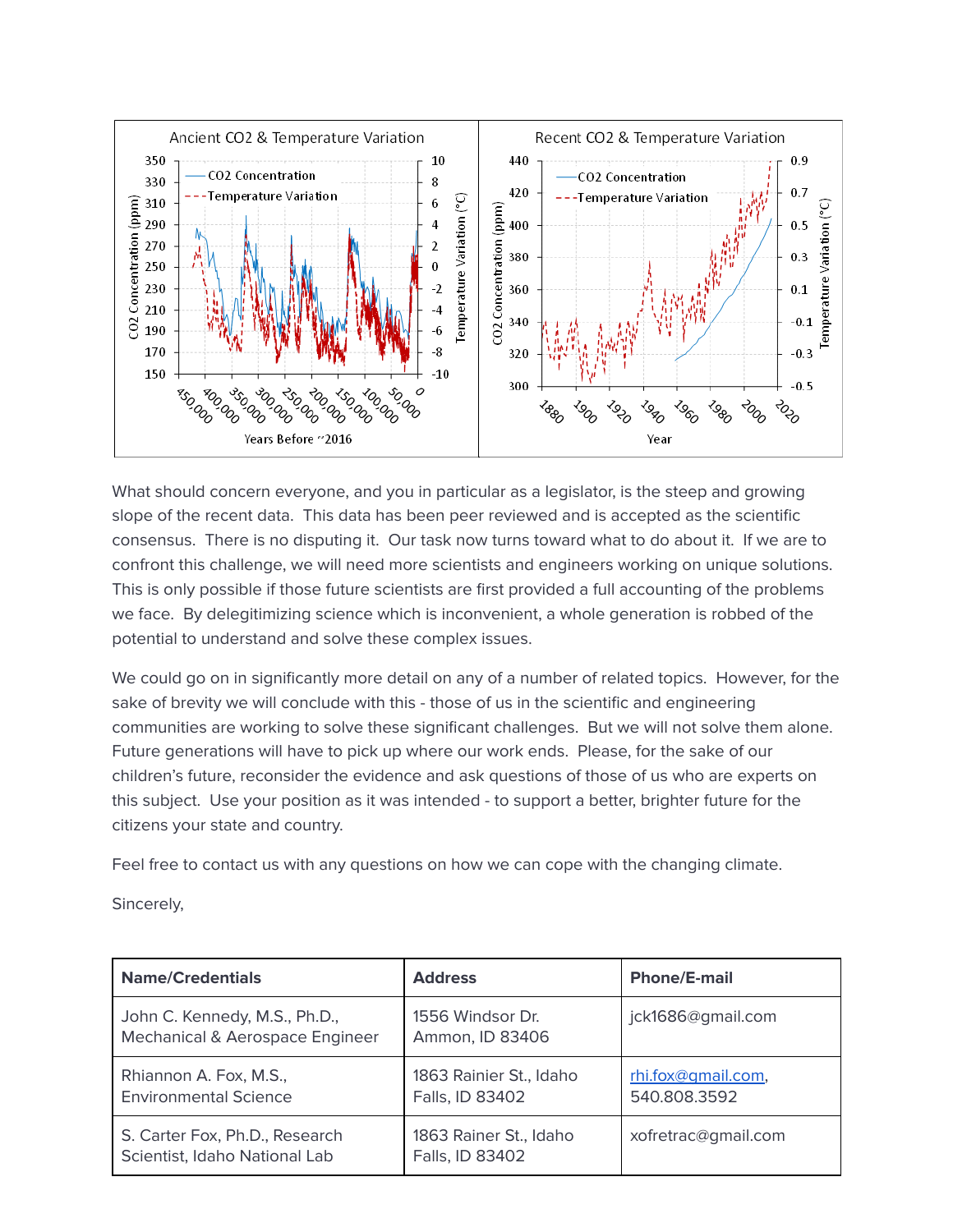What should concern everyone, and you in particular as a legislator, is the steep and growing slope of the recent data. This data has been peer reviewed and is accepted as the scientific consensus. There is no disputing it. Our task now turns toward what to do about it. If we are to confront this challenge, we will need more scientists and engineers working on unique solutions. This is only possible if those future scientists are first provided a full accounting of the problems we face. By delegitimizing science which is inconvenient, a whole generation is robbed of the potential to understand and solve these complex issues.

We could go on in significantly more detail on any of a number of related topics. However, for the sake of brevity we will conclude with this - those of us in the scientific and engineering communities are working to solve these significant challenges. But we will not solve them alone. Future generations will have to pick up where our work ends. Please, for the sake of our children's future, reconsider the evidence and ask questions of those of us who are experts on this subject. Use your position as it was intended - to support a better, brighter future for the citizens your state and country.

Feel free to contact us with any questions on how we can cope with the changing climate.

Sincerely,

| Name/Credentials | Address | Phone/E-mail |
|---|---|---|
| John C. Kennedy, M.S., Ph.D., Mechanical & Aerospace Engineer | 1556 Windsor Dr. Ammon, ID 83406 | jck1686@gmail.com |
| Rhiannon A. Fox, M.S., Environmental Science | 1863 Rainier St., Idaho Falls, ID 83402 | rhi.fox@gmail.com, 540.808.3592 |
| S. Carter Fox, Ph.D., Research Scientist, Idaho National Lab | 1863 Rainer St., Idaho Falls, ID 83402 | xofretrac@gmail.com |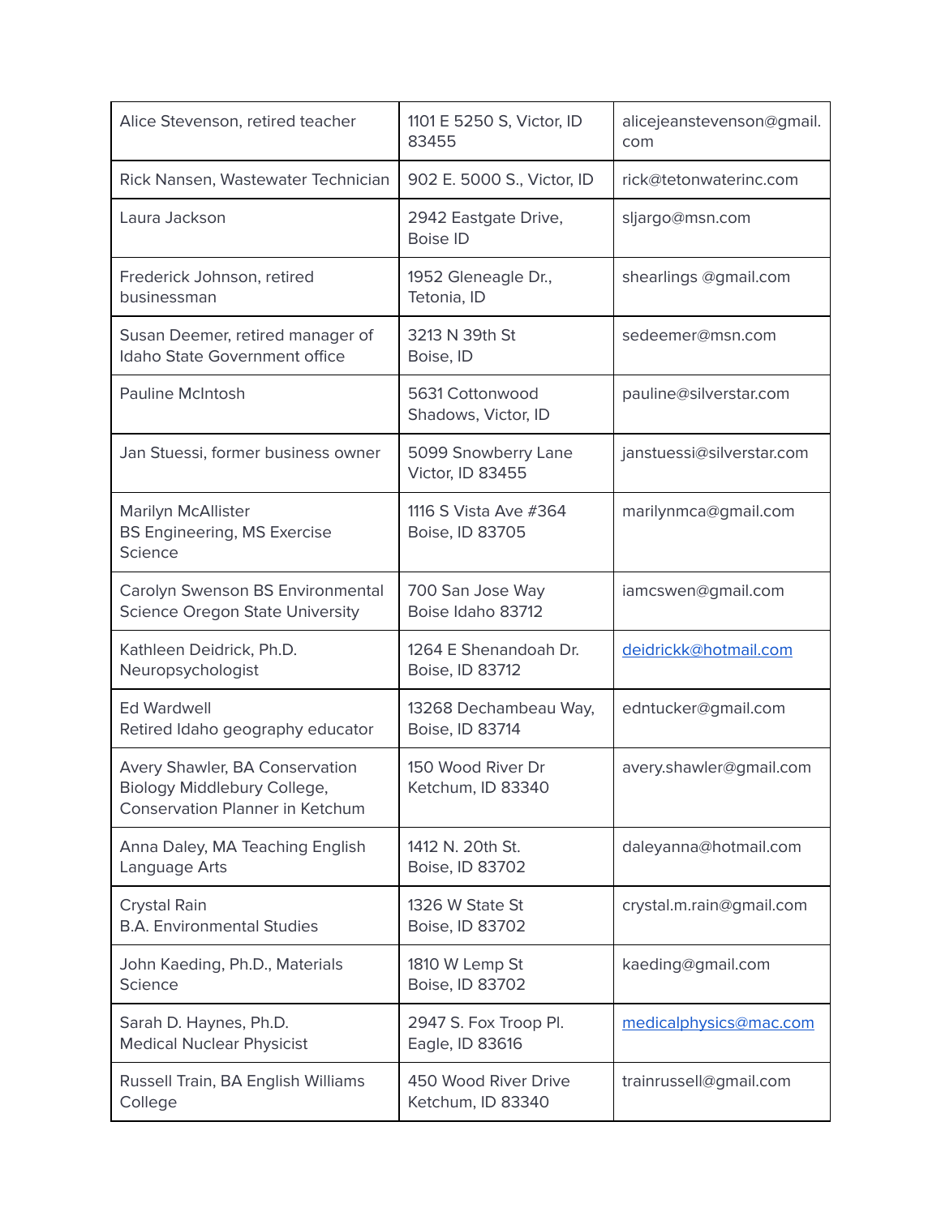| | | |
|---|---|---|
| Alice Stevenson, retired teacher | 1101 E 5250 S, Victor, ID 83455 | alicejeanstevenson@gmail.com |
| Rick Nansen, Wastewater Technician | 902 E. 5000 S., Victor, ID | rick@tetonwaterinc.com |
| Laura Jackson | 2942 Eastgate Drive, Boise ID | sljargo@msn.com |
| Frederick Johnson, retired businessman | 1952 Gleneagle Dr., Tetonia, ID | shearlings @gmail.com |
| Susan Deemer, retired manager of Idaho State Government office | 3213 N 39th St Boise, ID | sedeemer@msn.com |
| Pauline McIntosh | 5631 Cottonwood Shadows, Victor, ID | pauline@silverstar.com |
| Jan Stuessi, former business owner | 5099 Snowberry Lane Victor, ID 83455 | janstuessi@silverstar.com |
| Marilyn McAllister BS Engineering, MS Exercise Science | 1116 S Vista Ave #364 Boise, ID 83705 | marilynmca@gmail.com |
| Carolyn Swenson BS Environmental Science Oregon State University | 700 San Jose Way Boise Idaho 83712 | iamcswen@gmail.com |
| Kathleen Deidrick, Ph.D. Neuropsychologist | 1264 E Shenandoah Dr. Boise, ID 83712 | deidrickk@hotmail.com |
| Ed Wardwell Retired Idaho geography educator | 13268 Dechambeau Way, Boise, ID 83714 | edntucker@gmail.com |
| Avery Shawler, BA Conservation Biology Middlebury College, Conservation Planner in Ketchum | 150 Wood River Dr Ketchum, ID 83340 | avery.shawler@gmail.com |
| Anna Daley, MA Teaching English Language Arts | 1412 N. 20th St. Boise, ID 83702 | daleyanna@hotmail.com |
| Crystal Rain B.A. Environmental Studies | 1326 W State St Boise, ID 83702 | crystal.m.rain@gmail.com |
| John Kaeding, Ph.D., Materials Science | 1810 W Lemp St Boise, ID 83702 | kaeding@gmail.com |
| Sarah D. Haynes, Ph.D. Medical Nuclear Physicist | 2947 S. Fox Troop Pl. Eagle, ID 83616 | medicalphysics@mac.com |
| Russell Train, BA English Williams College | 450 Wood River Drive Ketchum, ID 83340 | trainrussell@gmail.com |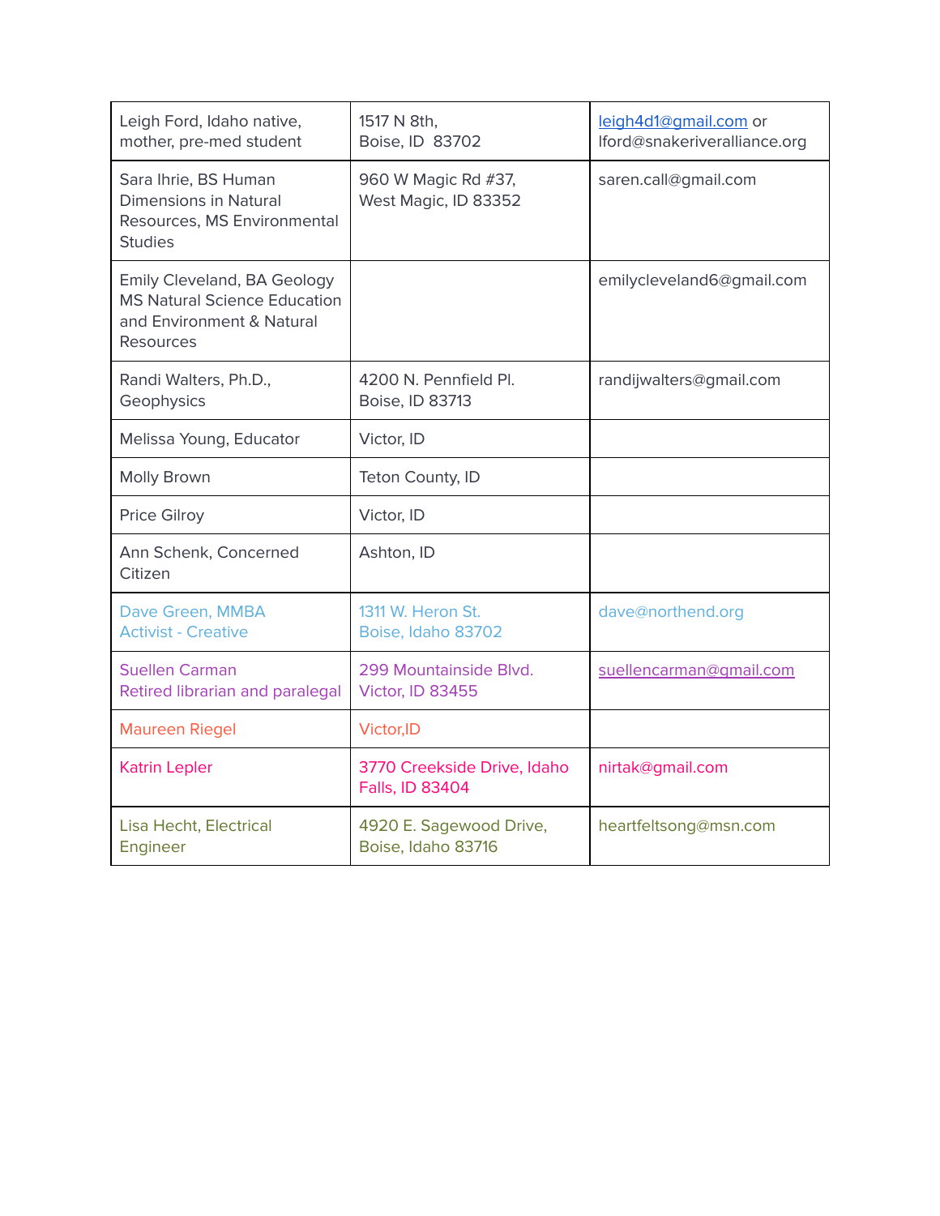| | | |
|---|---|---|
| Leigh Ford, Idaho native, mother, pre-med student | 1517 N 8th, Boise, ID 83702 | leigh4d1@gmail.com or lford@snakeriveralliance.org |
| Sara Ihrie, BS Human Dimensions in Natural Resources, MS Environmental Studies | 960 W Magic Rd #37, West Magic, ID 83352 | saren.call@gmail.com |
| Emily Cleveland, BA Geology MS Natural Science Education and Environment & Natural Resources | | emilycleveland6@gmail.com |
| Randi Walters, Ph.D., Geophysics | 4200 N. Pennfield Pl. Boise, ID 83713 | randijwalters@gmail.com |
| Melissa Young, Educator | Victor, ID | |
| Molly Brown | Teton County, ID | |
| Price Gilroy | Victor, ID | |
| Ann Schenk, Concerned Citizen | Ashton, ID | |
| Dave Green, MMBA Activist - Creative | 1311 W. Heron St. Boise, Idaho 83702 | dave@northend.org |
| Suellen Carman Retired librarian and paralegal | 299 Mountainside Blvd. Victor, ID 83455 | suellencarman@gmail.com |
| Maureen Riegel | Victor,ID | |
| Katrin Lepler | 3770 Creekside Drive, Idaho Falls, ID 83404 | nirtak@gmail.com |
| Lisa Hecht, Electrical Engineer | 4920 E. Sagewood Drive, Boise, Idaho 83716 | heartfeltsong@msn.com |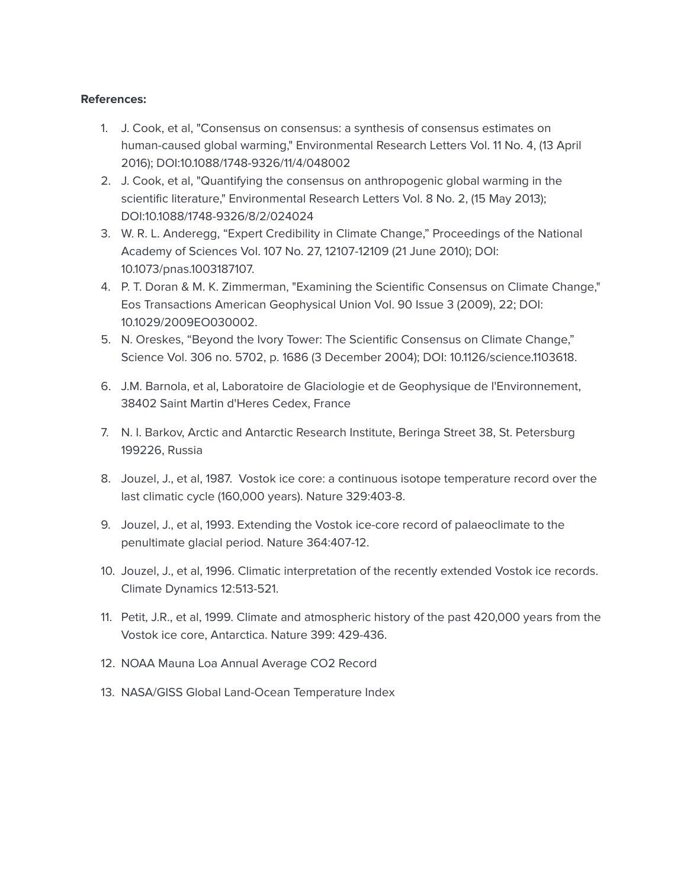**References:**

1. J. Cook, et al, "Consensus on consensus: a synthesis of consensus estimates on human-caused global warming," Environmental Research Letters Vol. 11 No. 4, (13 April 2016); DOI:10.1088/1748-9326/11/4/048002
2. J. Cook, et al, "Quantifying the consensus on anthropogenic global warming in the scientific literature," Environmental Research Letters Vol. 8 No. 2, (15 May 2013); DOI:10.1088/1748-9326/8/2/024024
3. W. R. L. Anderegg, “Expert Credibility in Climate Change,” Proceedings of the National Academy of Sciences Vol. 107 No. 27, 12107-12109 (21 June 2010); DOI: 10.1073/pnas.1003187107.
4. P. T. Doran & M. K. Zimmerman, "Examining the Scientific Consensus on Climate Change," Eos Transactions American Geophysical Union Vol. 90 Issue 3 (2009), 22; DOI: 10.1029/2009EO030002.
5. N. Oreskes, “Beyond the Ivory Tower: The Scientific Consensus on Climate Change,” Science Vol. 306 no. 5702, p. 1686 (3 December 2004); DOI: 10.1126/science.1103618.
6. J.M. Barnola, et al, Laboratoire de Glaciologie et de Geophysique de l'Environnement, 38402 Saint Martin d'Heres Cedex, France
7. N. I. Barkov, Arctic and Antarctic Research Institute, Beringa Street 38, St. Petersburg 199226, Russia
8. Jouzel, J., et al, 1987. Vostok ice core: a continuous isotope temperature record over the last climatic cycle (160,000 years). Nature 329:403-8.
9. Jouzel, J., et al, 1993. Extending the Vostok ice-core record of palaeoclimate to the penultimate glacial period. Nature 364:407-12.
10. Jouzel, J., et al, 1996. Climatic interpretation of the recently extended Vostok ice records. Climate Dynamics 12:513-521.
11. Petit, J.R., et al, 1999. Climate and atmospheric history of the past 420,000 years from the Vostok ice core, Antarctica. Nature 399: 429-436.
12. NOAA Mauna Loa Annual Average CO2 Record
13. NASA/GISS Global Land-Ocean Temperature Index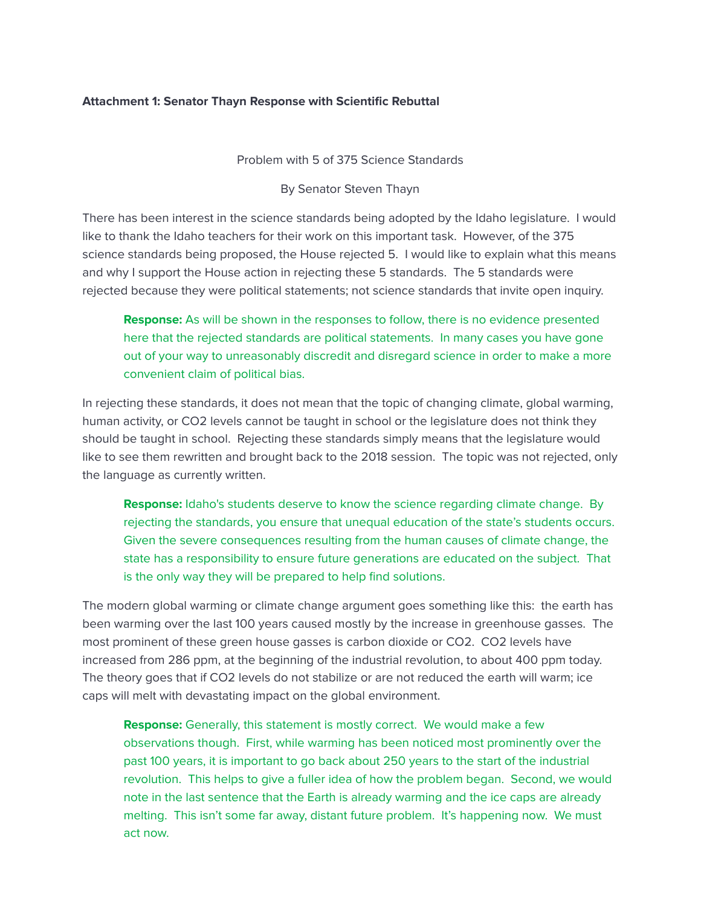**Attachment 1: Senator Thayn Response with Scientific Rebuttal**

Problem with 5 of 375 Science Standards

By Senator Steven Thayn

There has been interest in the science standards being adopted by the Idaho legislature. I would like to thank the Idaho teachers for their work on this important task. However, of the 375 science standards being proposed, the House rejected 5. I would like to explain what this means and why I support the House action in rejecting these 5 standards. The 5 standards were rejected because they were political statements; not science standards that invite open inquiry.

> **Response:** As will be shown in the responses to follow, there is no evidence presented here that the rejected standards are political statements. In many cases you have gone out of your way to unreasonably discredit and disregard science in order to make a more convenient claim of political bias.

In rejecting these standards, it does not mean that the topic of changing climate, global warming, human activity, or CO2 levels cannot be taught in school or the legislature does not think they should be taught in school. Rejecting these standards simply means that the legislature would like to see them rewritten and brought back to the 2018 session. The topic was not rejected, only the language as currently written.

> **Response:** Idaho's students deserve to know the science regarding climate change. By rejecting the standards, you ensure that unequal education of the state's students occurs. Given the severe consequences resulting from the human causes of climate change, the state has a responsibility to ensure future generations are educated on the subject. That is the only way they will be prepared to help find solutions.

The modern global warming or climate change argument goes something like this: the earth has been warming over the last 100 years caused mostly by the increase in greenhouse gasses. The most prominent of these green house gasses is carbon dioxide or CO2. CO2 levels have increased from 286 ppm, at the beginning of the industrial revolution, to about 400 ppm today. The theory goes that if CO2 levels do not stabilize or are not reduced the earth will warm; ice caps will melt with devastating impact on the global environment.

> **Response:** Generally, this statement is mostly correct. We would make a few observations though. First, while warming has been noticed most prominently over the past 100 years, it is important to go back about 250 years to the start of the industrial revolution. This helps to give a fuller idea of how the problem began. Second, we would note in the last sentence that the Earth is already warming and the ice caps are already melting. This isn't some far away, distant future problem. It's happening now. We must act now.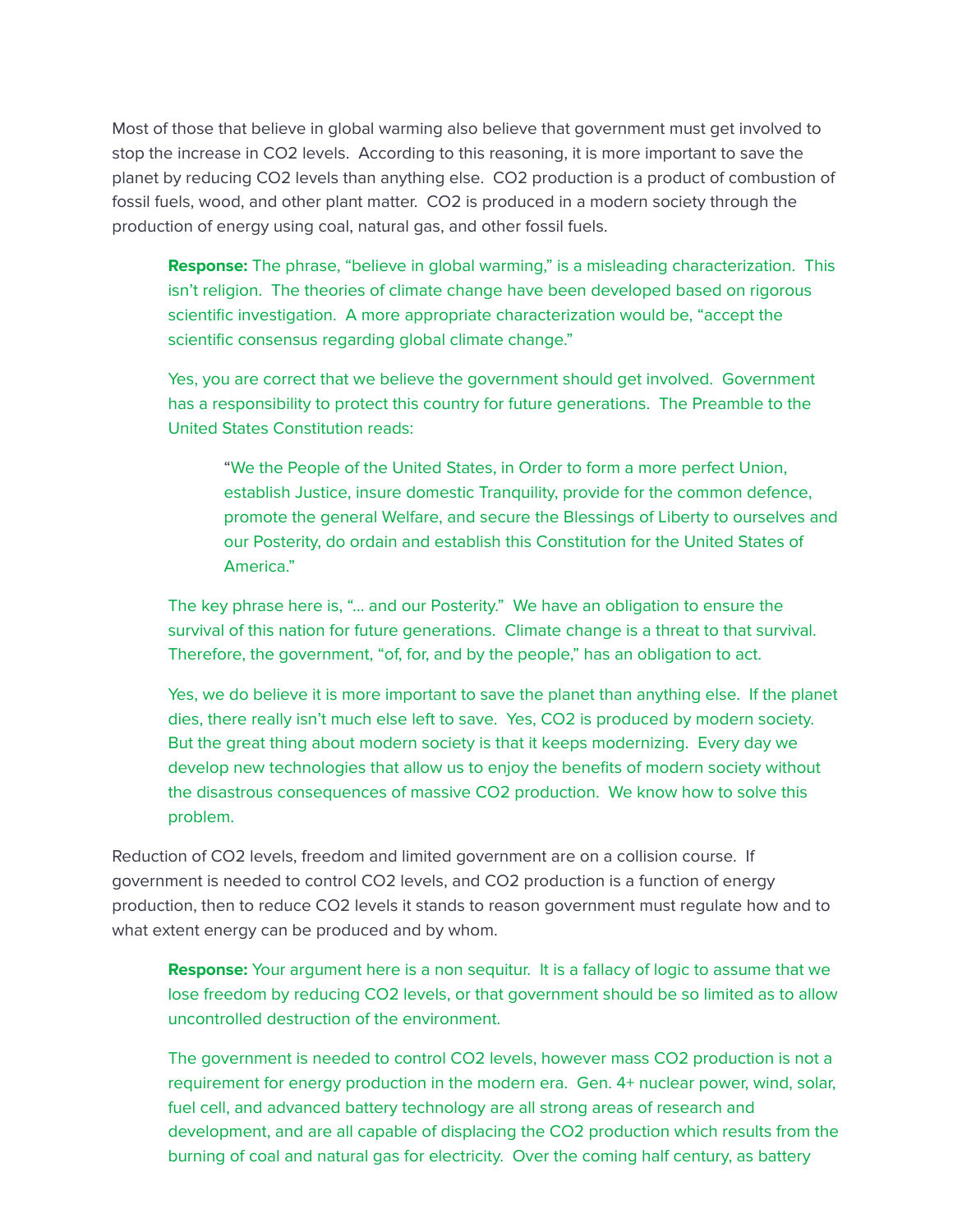Most of those that believe in global warming also believe that government must get involved to stop the increase in $CO_2$ levels. According to this reasoning, it is more important to save the planet by reducing $CO_2$ levels than anything else. $CO_2$ production is a product of combustion of fossil fuels, wood, and other plant matter. $CO_2$ is produced in a modern society through the production of energy using coal, natural gas, and other fossil fuels.

> **Response:** The phrase, "believe in global warming," is a misleading characterization. This isn't religion. The theories of climate change have been developed based on rigorous scientific investigation. A more appropriate characterization would be, "accept the scientific consensus regarding global climate change."
>
> Yes, you are correct that we believe the government should get involved. Government has a responsibility to protect this country for future generations. The Preamble to the United States Constitution reads:
>
> > "We the People of the United States, in Order to form a more perfect Union, establish Justice, insure domestic Tranquility, provide for the common defence, promote the general Welfare, and secure the Blessings of Liberty to ourselves and our Posterity, do ordain and establish this Constitution for the United States of America."
>
> The key phrase here is, "... and our Posterity." We have an obligation to ensure the survival of this nation for future generations. Climate change is a threat to that survival. Therefore, the government, "of, for, and by the people," has an obligation to act.
>
> Yes, we do believe it is more important to save the planet than anything else. If the planet dies, there really isn't much else left to save. Yes, $CO_2$ is produced by modern society. But the great thing about modern society is that it keeps modernizing. Every day we develop new technologies that allow us to enjoy the benefits of modern society without the disastrous consequences of massive $CO_2$ production. We know how to solve this problem.

Reduction of $CO_2$ levels, freedom and limited government are on a collision course. If government is needed to control $CO_2$ levels, and $CO_2$ production is a function of energy production, then to reduce $CO_2$ levels it stands to reason government must regulate how and to what extent energy can be produced and by whom.

> **Response:** Your argument here is a non sequitur. It is a fallacy of logic to assume that we lose freedom by reducing $CO_2$ levels, or that government should be so limited as to allow uncontrolled destruction of the environment.
>
> The government is needed to control $CO_2$ levels, however mass $CO_2$ production is not a requirement for energy production in the modern era. Gen. 4+ nuclear power, wind, solar, fuel cell, and advanced battery technology are all strong areas of research and development, and are all capable of displacing the $CO_2$ production which results from the burning of coal and natural gas for electricity. Over the coming half century, as battery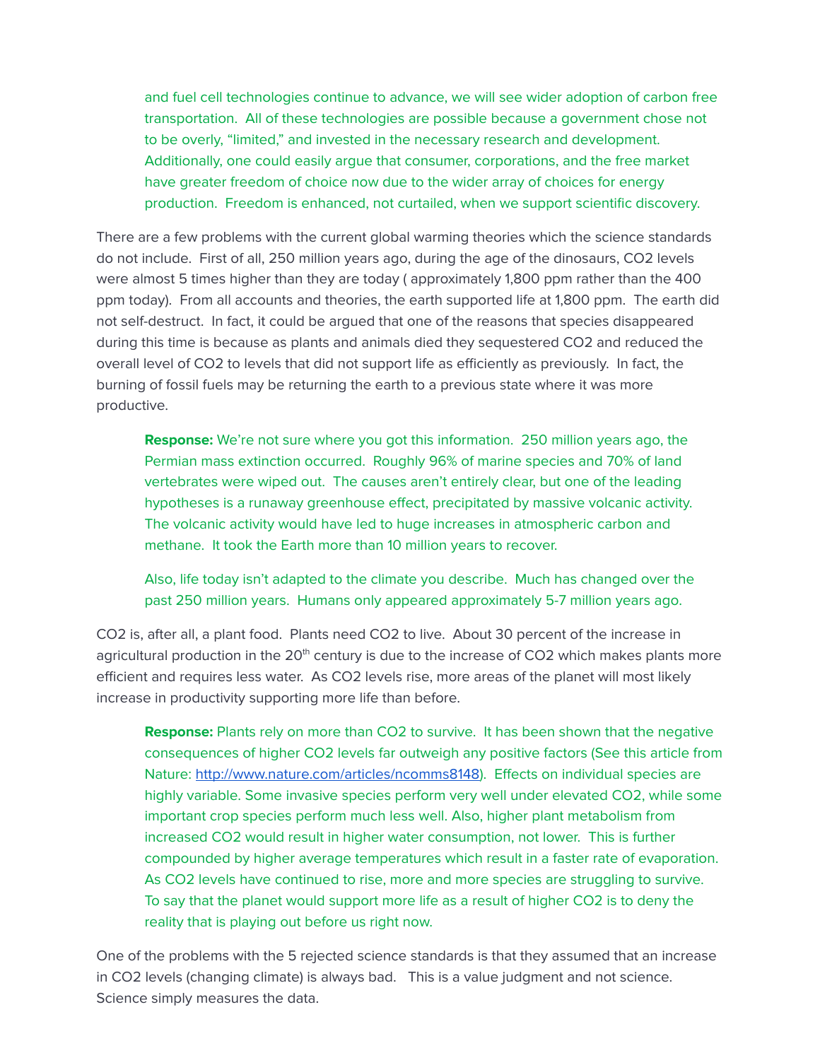and fuel cell technologies continue to advance, we will see wider adoption of carbon free transportation. All of these technologies are possible because a government chose not to be overly, "limited," and invested in the necessary research and development. Additionally, one could easily argue that consumer, corporations, and the free market have greater freedom of choice now due to the wider array of choices for energy production. Freedom is enhanced, not curtailed, when we support scientific discovery.

There are a few problems with the current global warming theories which the science standards do not include. First of all, 250 million years ago, during the age of the dinosaurs, $CO_2$ levels were almost 5 times higher than they are today ( approximately 1,800 ppm rather than the 400 ppm today). From all accounts and theories, the earth supported life at 1,800 ppm. The earth did not self-destruct. In fact, it could be argued that one of the reasons that species disappeared during this time is because as plants and animals died they sequestered $CO_2$ and reduced the overall level of $CO_2$ to levels that did not support life as efficiently as previously. In fact, the burning of fossil fuels may be returning the earth to a previous state where it was more productive.

> **Response:** We're not sure where you got this information. 250 million years ago, the Permian mass extinction occurred. Roughly 96% of marine species and 70% of land vertebrates were wiped out. The causes aren't entirely clear, but one of the leading hypotheses is a runaway greenhouse effect, precipitated by massive volcanic activity. The volcanic activity would have led to huge increases in atmospheric carbon and methane. It took the Earth more than 10 million years to recover.
>
> Also, life today isn't adapted to the climate you describe. Much has changed over the past 250 million years. Humans only appeared approximately 5-7 million years ago.

$CO_2$ is, after all, a plant food. Plants need $CO_2$ to live. About 30 percent of the increase in agricultural production in the 20th century is due to the increase of $CO_2$ which makes plants more efficient and requires less water. As $CO_2$ levels rise, more areas of the planet will most likely increase in productivity supporting more life than before.

> **Response:** Plants rely on more than $CO_2$ to survive. It has been shown that the negative consequences of higher $CO_2$ levels far outweigh any positive factors (See this article from Nature: http://www.nature.com/articles/ncomms8148). Effects on individual species are highly variable. Some invasive species perform very well under elevated $CO_2$, while some important crop species perform much less well. Also, higher plant metabolism from increased $CO_2$ would result in higher water consumption, not lower. This is further compounded by higher average temperatures which result in a faster rate of evaporation. As $CO_2$ levels have continued to rise, more and more species are struggling to survive. To say that the planet would support more life as a result of higher $CO_2$ is to deny the reality that is playing out before us right now.

One of the problems with the 5 rejected science standards is that they assumed that an increase in $CO_2$ levels (changing climate) is always bad. This is a value judgment and not science. Science simply measures the data.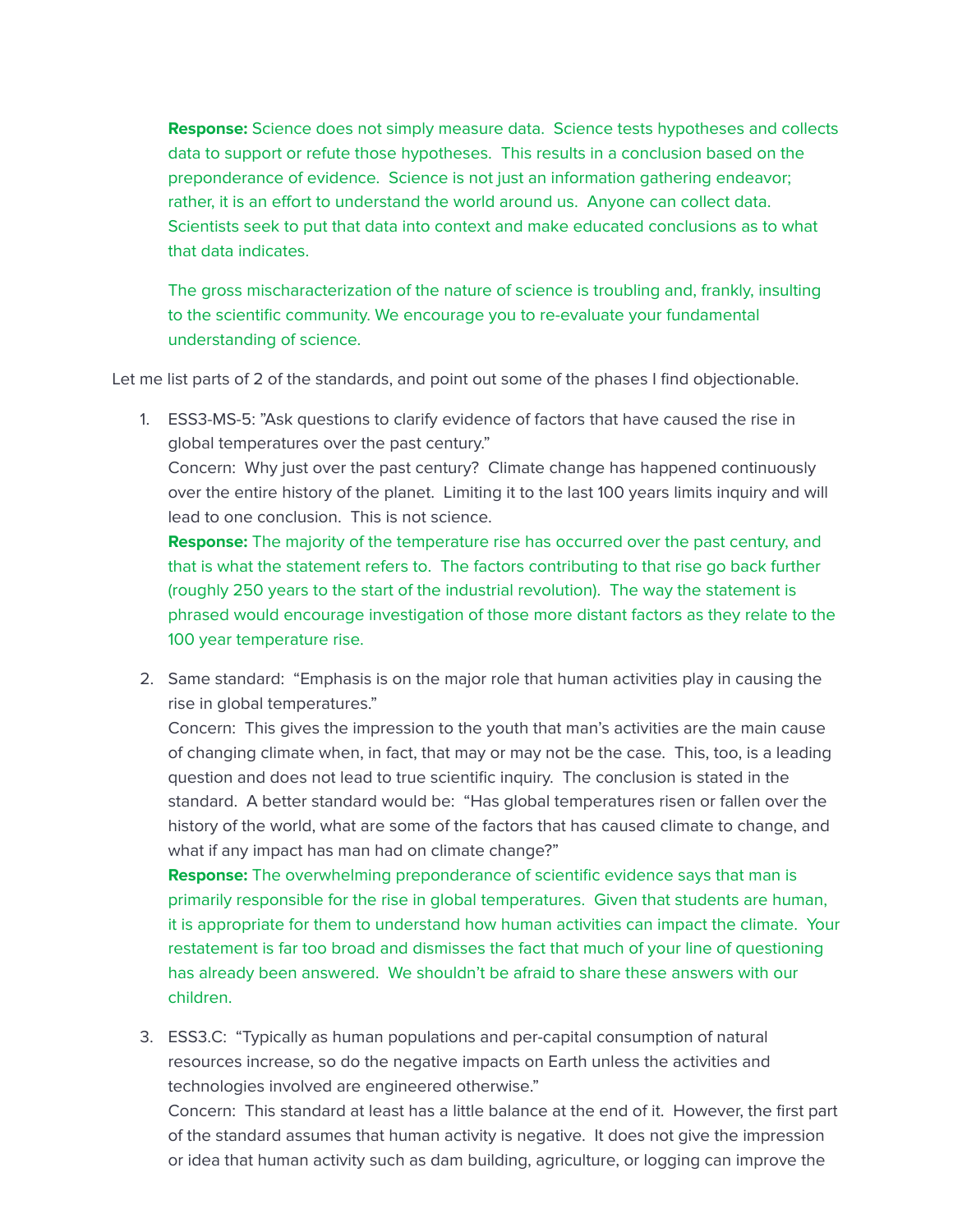**Response:** Science does not simply measure data. Science tests hypotheses and collects data to support or refute those hypotheses. This results in a conclusion based on the preponderance of evidence. Science is not just an information gathering endeavor; rather, it is an effort to understand the world around us. Anyone can collect data. Scientists seek to put that data into context and make educated conclusions as to what that data indicates.

The gross mischaracterization of the nature of science is troubling and, frankly, insulting to the scientific community. We encourage you to re-evaluate your fundamental understanding of science.

Let me list parts of 2 of the standards, and point out some of the phases I find objectionable.

1. ESS3-MS-5: "Ask questions to clarify evidence of factors that have caused the rise in global temperatures over the past century."
   Concern: Why just over the past century? Climate change has happened continuously over the entire history of the planet. Limiting it to the last 100 years limits inquiry and will lead to one conclusion. This is not science.
   **Response:** The majority of the temperature rise has occurred over the past century, and that is what the statement refers to. The factors contributing to that rise go back further (roughly 250 years to the start of the industrial revolution). The way the statement is phrased would encourage investigation of those more distant factors as they relate to the 100 year temperature rise.

2. Same standard: "Emphasis is on the major role that human activities play in causing the rise in global temperatures."
   Concern: This gives the impression to the youth that man's activities are the main cause of changing climate when, in fact, that may or may not be the case. This, too, is a leading question and does not lead to true scientific inquiry. The conclusion is stated in the standard. A better standard would be: "Has global temperatures risen or fallen over the history of the world, what are some of the factors that has caused climate to change, and what if any impact has man had on climate change?"
   **Response:** The overwhelming preponderance of scientific evidence says that man is primarily responsible for the rise in global temperatures. Given that students are human, it is appropriate for them to understand how human activities can impact the climate. Your restatement is far too broad and dismisses the fact that much of your line of questioning has already been answered. We shouldn't be afraid to share these answers with our children.

3. ESS3.C: "Typically as human populations and per-capital consumption of natural resources increase, so do the negative impacts on Earth unless the activities and technologies involved are engineered otherwise."
   Concern: This standard at least has a little balance at the end of it. However, the first part of the standard assumes that human activity is negative. It does not give the impression or idea that human activity such as dam building, agriculture, or logging can improve the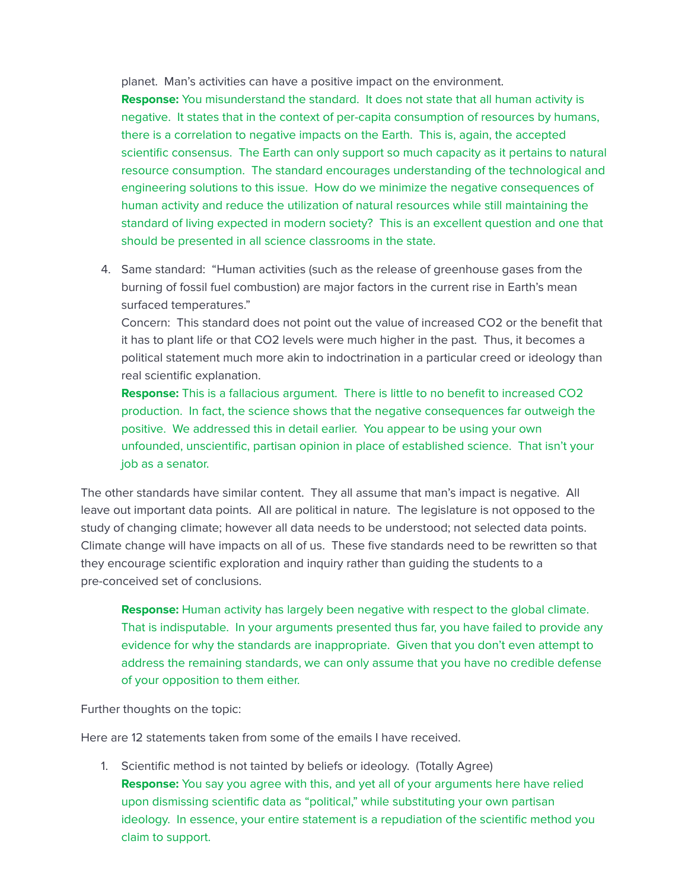planet. Man's activities can have a positive impact on the environment.

**Response:** You misunderstand the standard. It does not state that all human activity is negative. It states that in the context of per-capita consumption of resources by humans, there is a correlation to negative impacts on the Earth. This is, again, the accepted scientific consensus. The Earth can only support so much capacity as it pertains to natural resource consumption. The standard encourages understanding of the technological and engineering solutions to this issue. How do we minimize the negative consequences of human activity and reduce the utilization of natural resources while still maintaining the standard of living expected in modern society? This is an excellent question and one that should be presented in all science classrooms in the state.

4. Same standard: "Human activities (such as the release of greenhouse gases from the burning of fossil fuel combustion) are major factors in the current rise in Earth's mean surfaced temperatures."

   Concern: This standard does not point out the value of increased CO2 or the benefit that it has to plant life or that CO2 levels were much higher in the past. Thus, it becomes a political statement much more akin to indoctrination in a particular creed or ideology than real scientific explanation.

   **Response:** This is a fallacious argument. There is little to no benefit to increased CO2 production. In fact, the science shows that the negative consequences far outweigh the positive. We addressed this in detail earlier. You appear to be using your own unfounded, unscientific, partisan opinion in place of established science. That isn't your job as a senator.

The other standards have similar content. They all assume that man's impact is negative. All leave out important data points. All are political in nature. The legislature is not opposed to the study of changing climate; however all data needs to be understood; not selected data points. Climate change will have impacts on all of us. These five standards need to be rewritten so that they encourage scientific exploration and inquiry rather than guiding the students to a pre-conceived set of conclusions.

> **Response:** Human activity has largely been negative with respect to the global climate. That is indisputable. In your arguments presented thus far, you have failed to provide any evidence for why the standards are inappropriate. Given that you don't even attempt to address the remaining standards, we can only assume that you have no credible defense of your opposition to them either.

Further thoughts on the topic:

Here are 12 statements taken from some of the emails I have received.

1. Scientific method is not tainted by beliefs or ideology. (Totally Agree)

   **Response:** You say you agree with this, and yet all of your arguments here have relied upon dismissing scientific data as "political," while substituting your own partisan ideology. In essence, your entire statement is a repudiation of the scientific method you claim to support.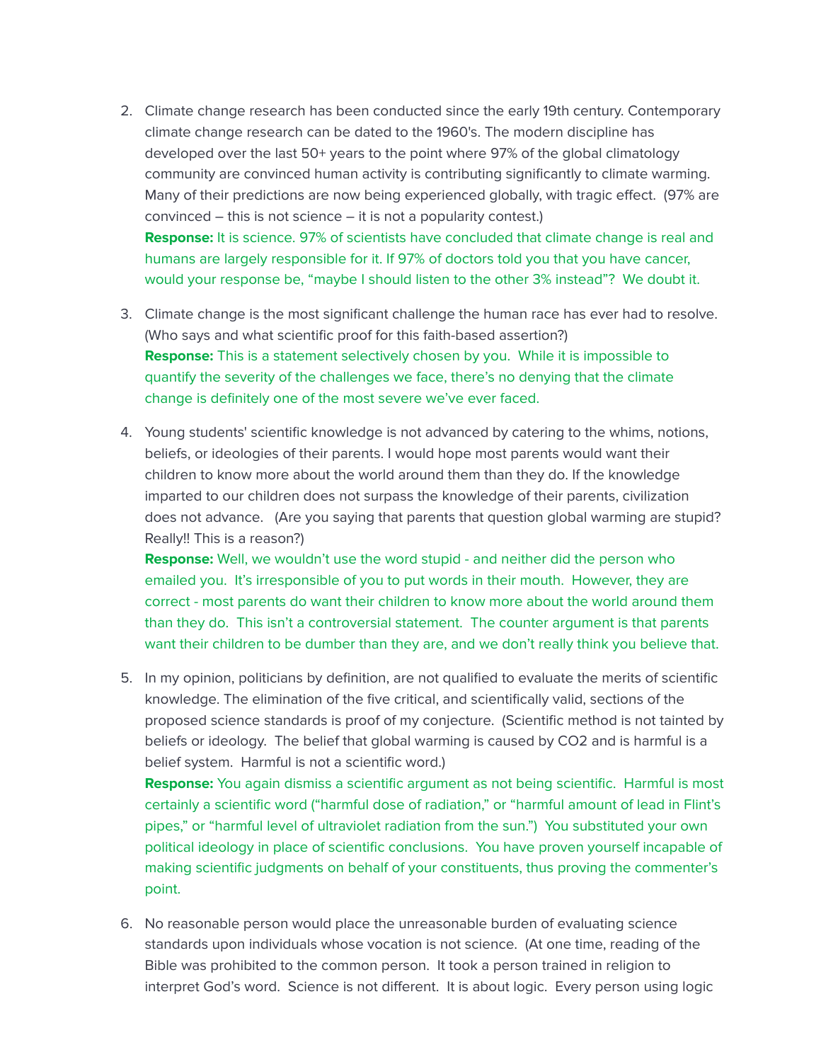2. Climate change research has been conducted since the early 19th century. Contemporary climate change research can be dated to the 1960's. The modern discipline has developed over the last 50+ years to the point where 97% of the global climatology community are convinced human activity is contributing significantly to climate warming. Many of their predictions are now being experienced globally, with tragic effect. (97% are convinced – this is not science – it is not a popularity contest.)
   **Response:** It is science. 97% of scientists have concluded that climate change is real and humans are largely responsible for it. If 97% of doctors told you that you have cancer, would your response be, "maybe I should listen to the other 3% instead"? We doubt it.

3. Climate change is the most significant challenge the human race has ever had to resolve. (Who says and what scientific proof for this faith-based assertion?)
   **Response:** This is a statement selectively chosen by you. While it is impossible to quantify the severity of the challenges we face, there's no denying that the climate change is definitely one of the most severe we've ever faced.

4. Young students' scientific knowledge is not advanced by catering to the whims, notions, beliefs, or ideologies of their parents. I would hope most parents would want their children to know more about the world around them than they do. If the knowledge imparted to our children does not surpass the knowledge of their parents, civilization does not advance. (Are you saying that parents that question global warming are stupid? Really!! This is a reason?)
   **Response:** Well, we wouldn't use the word stupid - and neither did the person who emailed you. It's irresponsible of you to put words in their mouth. However, they are correct - most parents do want their children to know more about the world around them than they do. This isn't a controversial statement. The counter argument is that parents want their children to be dumber than they are, and we don't really think you believe that.

5. In my opinion, politicians by definition, are not qualified to evaluate the merits of scientific knowledge. The elimination of the five critical, and scientifically valid, sections of the proposed science standards is proof of my conjecture. (Scientific method is not tainted by beliefs or ideology. The belief that global warming is caused by CO2 and is harmful is a belief system. Harmful is not a scientific word.)
   **Response:** You again dismiss a scientific argument as not being scientific. Harmful is most certainly a scientific word ("harmful dose of radiation," or "harmful amount of lead in Flint's pipes," or "harmful level of ultraviolet radiation from the sun.") You substituted your own political ideology in place of scientific conclusions. You have proven yourself incapable of making scientific judgments on behalf of your constituents, thus proving the commenter's point.

6. No reasonable person would place the unreasonable burden of evaluating science standards upon individuals whose vocation is not science. (At one time, reading of the Bible was prohibited to the common person. It took a person trained in religion to interpret God's word. Science is not different. It is about logic. Every person using logic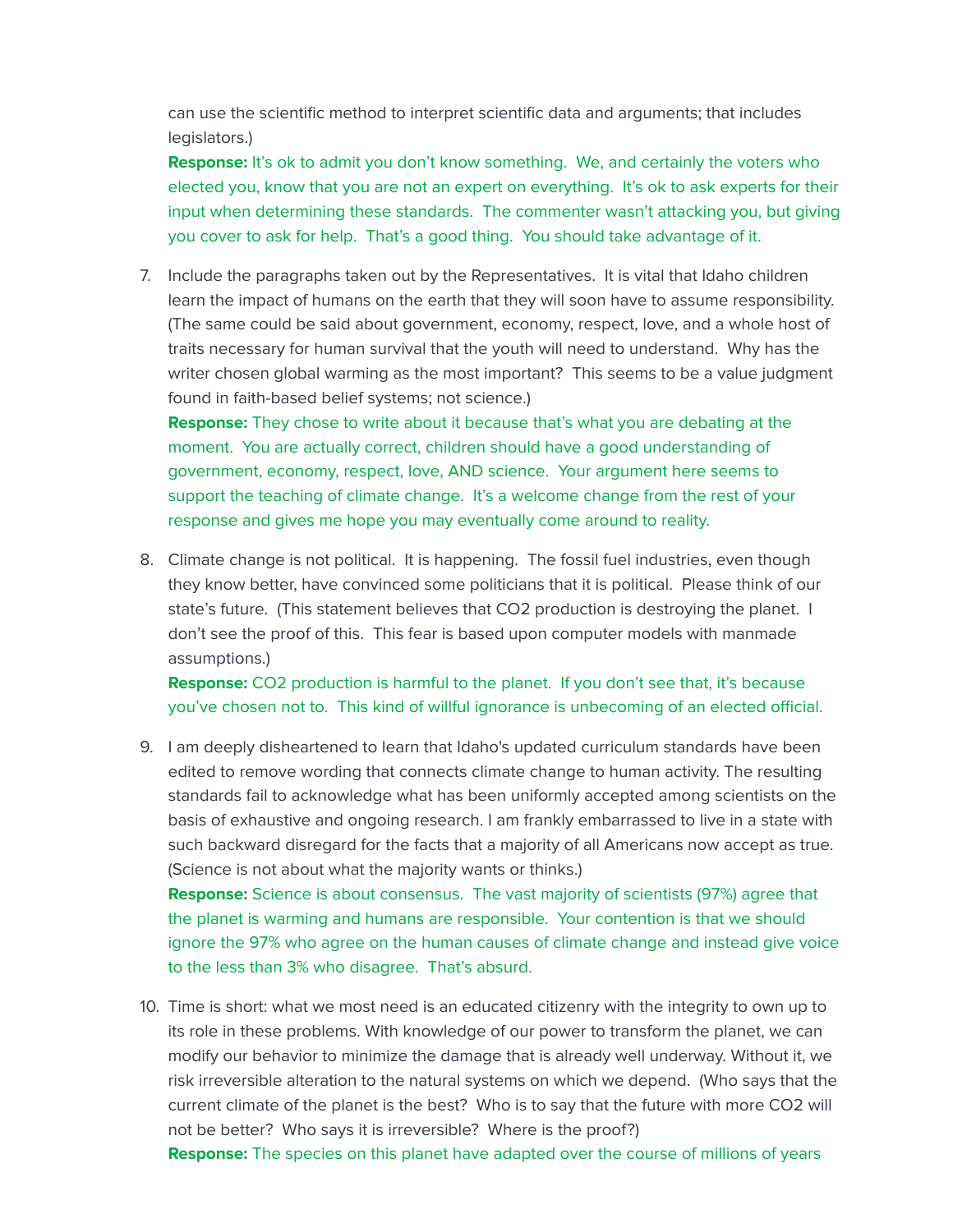can use the scientific method to interpret scientific data and arguments; that includes legislators.)

**Response:** It's ok to admit you don't know something.  We, and certainly the voters who elected you, know that you are not an expert on everything.  It's ok to ask experts for their input when determining these standards.  The commenter wasn't attacking you, but giving you cover to ask for help.  That's a good thing.  You should take advantage of it.

7. Include the paragraphs taken out by the Representatives.  It is vital that Idaho children learn the impact of humans on the earth that they will soon have to assume responsibility. (The same could be said about government, economy, respect, love, and a whole host of traits necessary for human survival that the youth will need to understand.  Why has the writer chosen global warming as the most important?  This seems to be a value judgment found in faith-based belief systems; not science.)

   **Response:** They chose to write about it because that's what you are debating at the moment.  You are actually correct, children should have a good understanding of government, economy, respect, love, AND science.  Your argument here seems to support the teaching of climate change.  It's a welcome change from the rest of your response and gives me hope you may eventually come around to reality.

8. Climate change is not political.  It is happening.  The fossil fuel industries, even though they know better, have convinced some politicians that it is political.  Please think of our state's future.  (This statement believes that $CO_2$ production is destroying the planet.  I don't see the proof of this.  This fear is based upon computer models with manmade assumptions.)

   **Response:** $CO_2$ production is harmful to the planet.  If you don't see that, it's because you've chosen not to.  This kind of willful ignorance is unbecoming of an elected official.

9. I am deeply disheartened to learn that Idaho's updated curriculum standards have been edited to remove wording that connects climate change to human activity. The resulting standards fail to acknowledge what has been uniformly accepted among scientists on the basis of exhaustive and ongoing research. I am frankly embarrassed to live in a state with such backward disregard for the facts that a majority of all Americans now accept as true. (Science is not about what the majority wants or thinks.)

   **Response:** Science is about consensus.  The vast majority of scientists (97%) agree that the planet is warming and humans are responsible.  Your contention is that we should ignore the 97% who agree on the human causes of climate change and instead give voice to the less than 3% who disagree.  That's absurd.

10. Time is short: what we most need is an educated citizenry with the integrity to own up to its role in these problems. With knowledge of our power to transform the planet, we can modify our behavior to minimize the damage that is already well underway. Without it, we risk irreversible alteration to the natural systems on which we depend.  (Who says that the current climate of the planet is the best?  Who is to say that the future with more $CO_2$ will not be better?  Who says it is irreversible?  Where is the proof?)

    **Response:** The species on this planet have adapted over the course of millions of years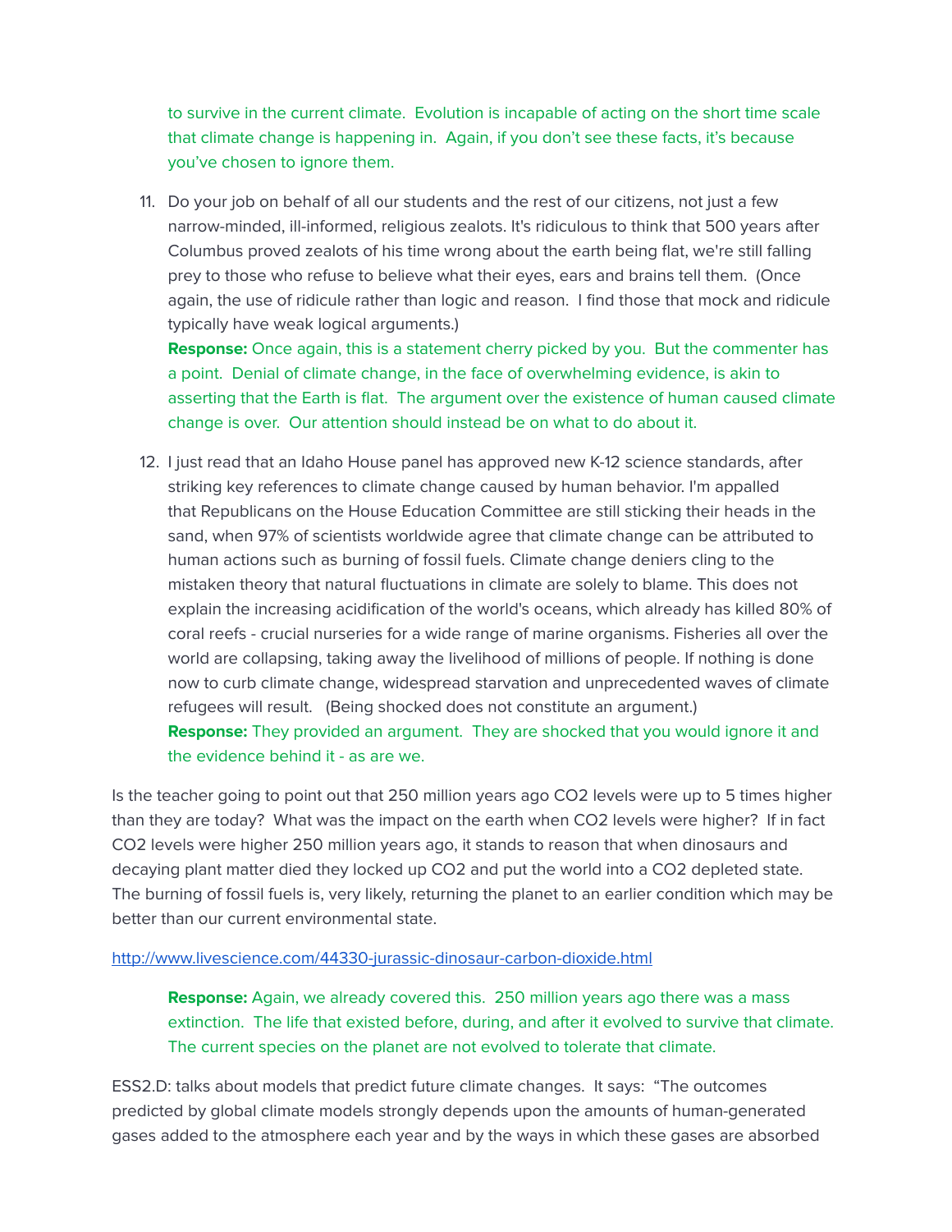to survive in the current climate.  Evolution is incapable of acting on the short time scale that climate change is happening in.  Again, if you don't see these facts, it's because you've chosen to ignore them.

11. Do your job on behalf of all our students and the rest of our citizens, not just a few narrow-minded, ill-informed, religious zealots. It's ridiculous to think that 500 years after Columbus proved zealots of his time wrong about the earth being flat, we're still falling prey to those who refuse to believe what their eyes, ears and brains tell them.  (Once again, the use of ridicule rather than logic and reason.  I find those that mock and ridicule typically have weak logical arguments.)
**Response:** Once again, this is a statement cherry picked by you.  But the commenter has a point.  Denial of climate change, in the face of overwhelming evidence, is akin to asserting that the Earth is flat.  The argument over the existence of human caused climate change is over.  Our attention should instead be on what to do about it.

12. I just read that an Idaho House panel has approved new K-12 science standards, after striking key references to climate change caused by human behavior. I'm appalled that Republicans on the House Education Committee are still sticking their heads in the sand, when 97% of scientists worldwide agree that climate change can be attributed to human actions such as burning of fossil fuels. Climate change deniers cling to the mistaken theory that natural fluctuations in climate are solely to blame. This does not explain the increasing acidification of the world's oceans, which already has killed 80% of coral reefs - crucial nurseries for a wide range of marine organisms. Fisheries all over the world are collapsing, taking away the livelihood of millions of people. If nothing is done now to curb climate change, widespread starvation and unprecedented waves of climate refugees will result.   (Being shocked does not constitute an argument.)
**Response:** They provided an argument.  They are shocked that you would ignore it and the evidence behind it - as are we.

Is the teacher going to point out that 250 million years ago $CO_2$ levels were up to 5 times higher than they are today?  What was the impact on the earth when $CO_2$ levels were higher?  If in fact $CO_2$ levels were higher 250 million years ago, it stands to reason that when dinosaurs and decaying plant matter died they locked up $CO_2$ and put the world into a $CO_2$ depleted state. The burning of fossil fuels is, very likely, returning the planet to an earlier condition which may be better than our current environmental state.

http://www.livescience.com/44330-jurassic-dinosaur-carbon-dioxide.html

> **Response:** Again, we already covered this.  250 million years ago there was a mass extinction.  The life that existed before, during, and after it evolved to survive that climate. The current species on the planet are not evolved to tolerate that climate.

ESS2.D: talks about models that predict future climate changes.  It says:  "The outcomes predicted by global climate models strongly depends upon the amounts of human-generated gases added to the atmosphere each year and by the ways in which these gases are absorbed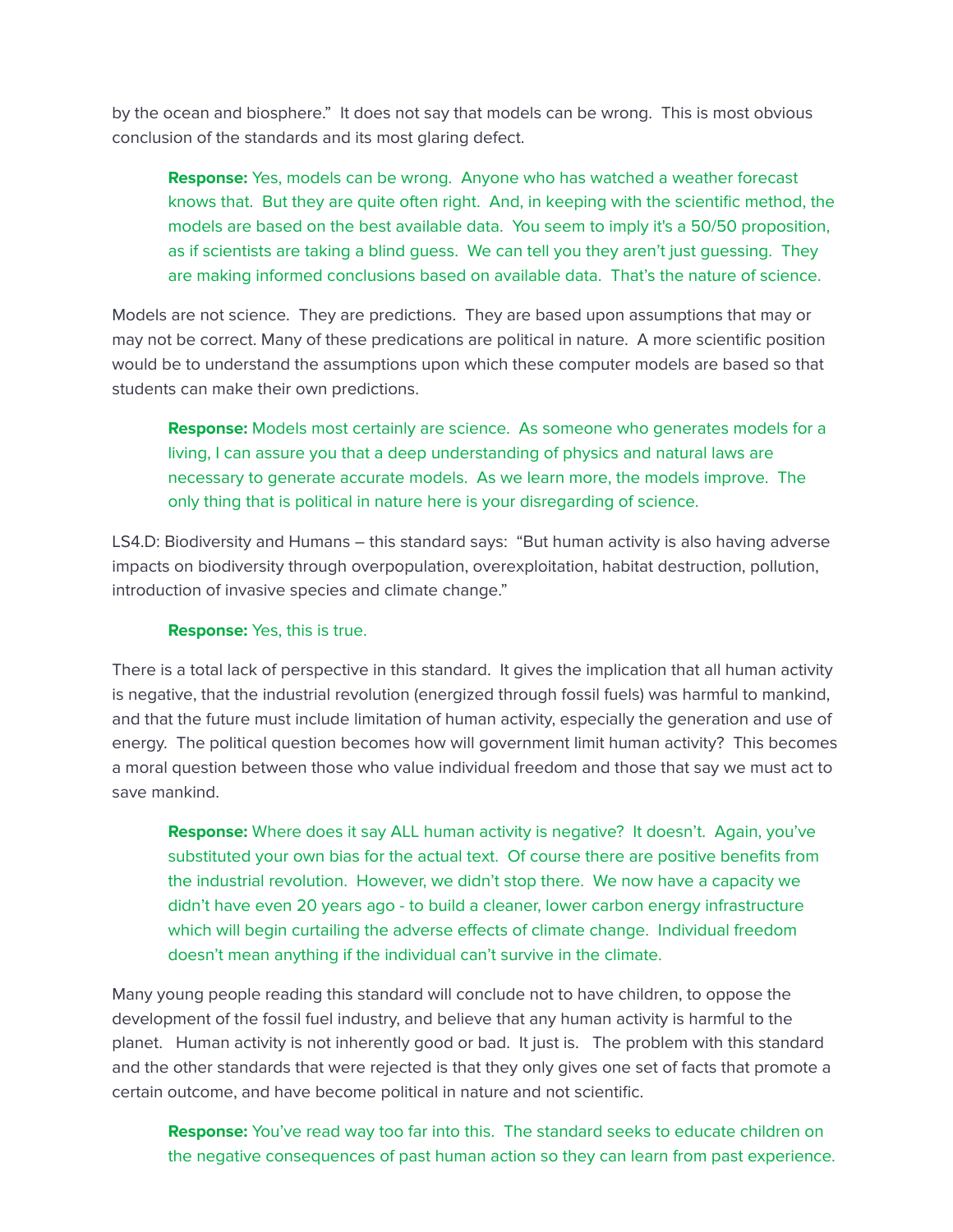by the ocean and biosphere." It does not say that models can be wrong. This is most obvious conclusion of the standards and its most glaring defect.

> **Response:** Yes, models can be wrong. Anyone who has watched a weather forecast knows that. But they are quite often right. And, in keeping with the scientific method, the models are based on the best available data. You seem to imply it's a 50/50 proposition, as if scientists are taking a blind guess. We can tell you they aren't just guessing. They are making informed conclusions based on available data. That's the nature of science.

Models are not science. They are predictions. They are based upon assumptions that may or may not be correct. Many of these predications are political in nature. A more scientific position would be to understand the assumptions upon which these computer models are based so that students can make their own predictions.

> **Response:** Models most certainly are science. As someone who generates models for a living, I can assure you that a deep understanding of physics and natural laws are necessary to generate accurate models. As we learn more, the models improve. The only thing that is political in nature here is your disregarding of science.

LS4.D: Biodiversity and Humans – this standard says: "But human activity is also having adverse impacts on biodiversity through overpopulation, overexploitation, habitat destruction, pollution, introduction of invasive species and climate change."

> **Response:** Yes, this is true.

There is a total lack of perspective in this standard. It gives the implication that all human activity is negative, that the industrial revolution (energized through fossil fuels) was harmful to mankind, and that the future must include limitation of human activity, especially the generation and use of energy. The political question becomes how will government limit human activity? This becomes a moral question between those who value individual freedom and those that say we must act to save mankind.

> **Response:** Where does it say ALL human activity is negative? It doesn't. Again, you've substituted your own bias for the actual text. Of course there are positive benefits from the industrial revolution. However, we didn't stop there. We now have a capacity we didn't have even 20 years ago - to build a cleaner, lower carbon energy infrastructure which will begin curtailing the adverse effects of climate change. Individual freedom doesn't mean anything if the individual can't survive in the climate.

Many young people reading this standard will conclude not to have children, to oppose the development of the fossil fuel industry, and believe that any human activity is harmful to the planet. Human activity is not inherently good or bad. It just is. The problem with this standard and the other standards that were rejected is that they only gives one set of facts that promote a certain outcome, and have become political in nature and not scientific.

> **Response:** You've read way too far into this. The standard seeks to educate children on the negative consequences of past human action so they can learn from past experience.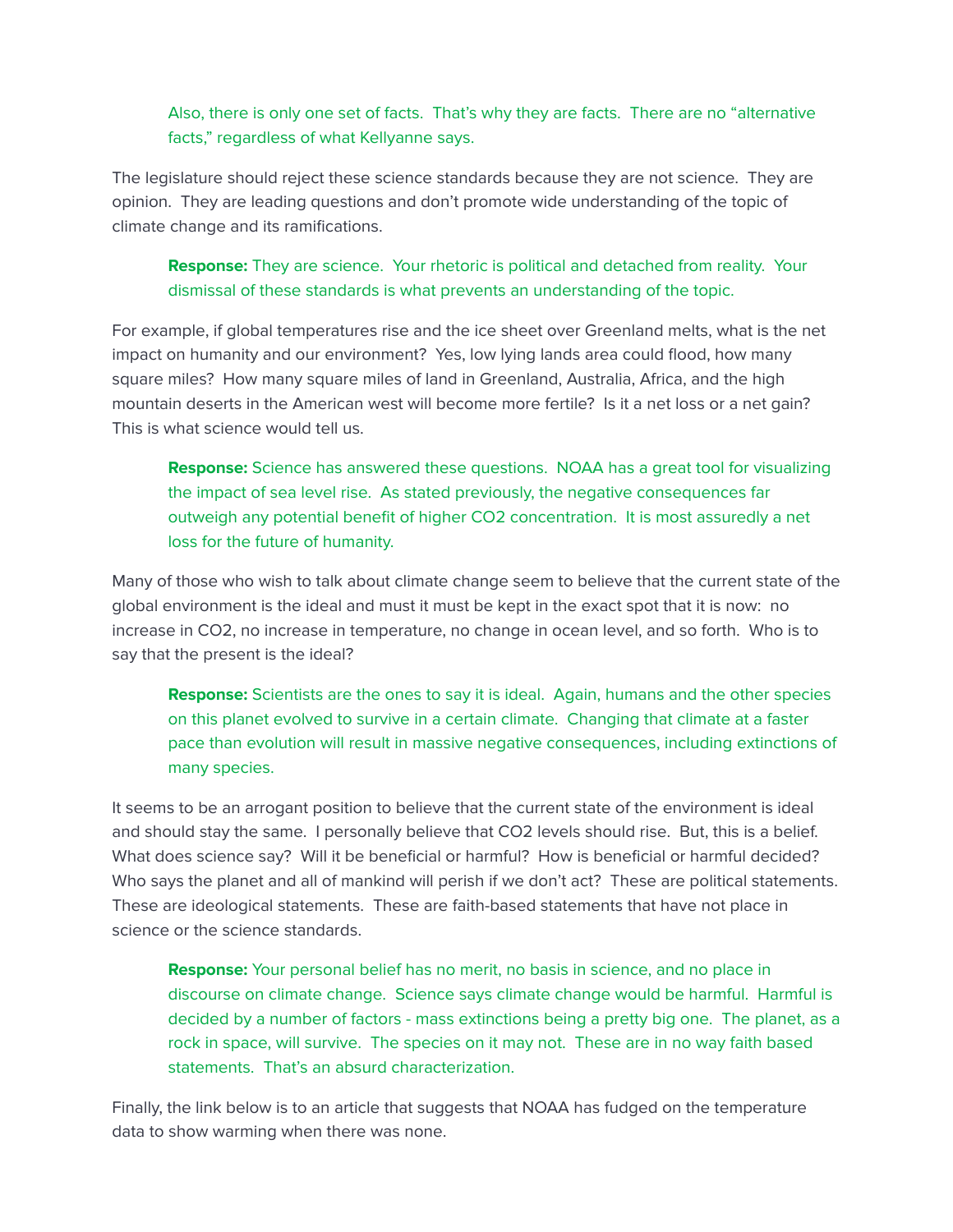Also, there is only one set of facts. That's why they are facts. There are no "alternative facts," regardless of what Kellyanne says.

The legislature should reject these science standards because they are not science. They are opinion. They are leading questions and don't promote wide understanding of the topic of climate change and its ramifications.

**Response:** They are science. Your rhetoric is political and detached from reality. Your dismissal of these standards is what prevents an understanding of the topic.

For example, if global temperatures rise and the ice sheet over Greenland melts, what is the net impact on humanity and our environment? Yes, low lying lands area could flood, how many square miles? How many square miles of land in Greenland, Australia, Africa, and the high mountain deserts in the American west will become more fertile? Is it a net loss or a net gain? This is what science would tell us.

**Response:** Science has answered these questions. NOAA has a great tool for visualizing the impact of sea level rise. As stated previously, the negative consequences far outweigh any potential benefit of higher $CO_2$ concentration. It is most assuredly a net loss for the future of humanity.

Many of those who wish to talk about climate change seem to believe that the current state of the global environment is the ideal and must it must be kept in the exact spot that it is now: no increase in $CO_2$, no increase in temperature, no change in ocean level, and so forth. Who is to say that the present is the ideal?

**Response:** Scientists are the ones to say it is ideal. Again, humans and the other species on this planet evolved to survive in a certain climate. Changing that climate at a faster pace than evolution will result in massive negative consequences, including extinctions of many species.

It seems to be an arrogant position to believe that the current state of the environment is ideal and should stay the same. I personally believe that $CO_2$ levels should rise. But, this is a belief. What does science say? Will it be beneficial or harmful? How is beneficial or harmful decided? Who says the planet and all of mankind will perish if we don't act? These are political statements. These are ideological statements. These are faith-based statements that have not place in science or the science standards.

**Response:** Your personal belief has no merit, no basis in science, and no place in discourse on climate change. Science says climate change would be harmful. Harmful is decided by a number of factors - mass extinctions being a pretty big one. The planet, as a rock in space, will survive. The species on it may not. These are in no way faith based statements. That's an absurd characterization.

Finally, the link below is to an article that suggests that NOAA has fudged on the temperature data to show warming when there was none.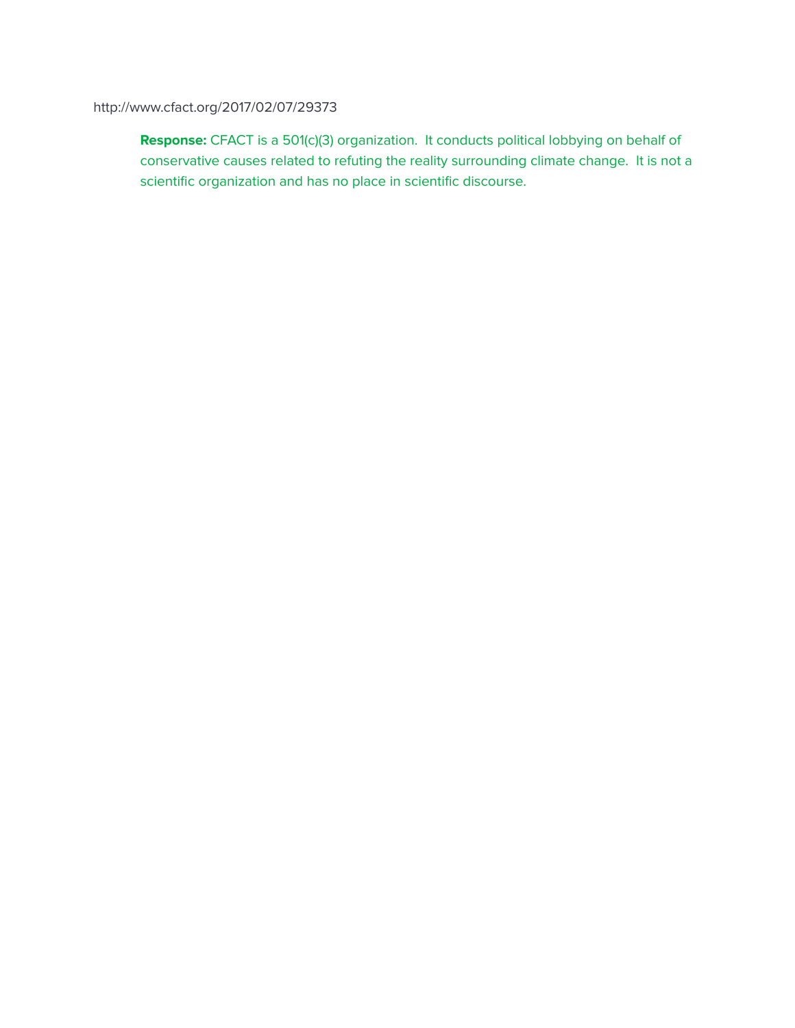http://www.cfact.org/2017/02/07/29373

> **Response:** CFACT is a 501(c)(3) organization. It conducts political lobbying on behalf of conservative causes related to refuting the reality surrounding climate change. It is not a scientific organization and has no place in scientific discourse.